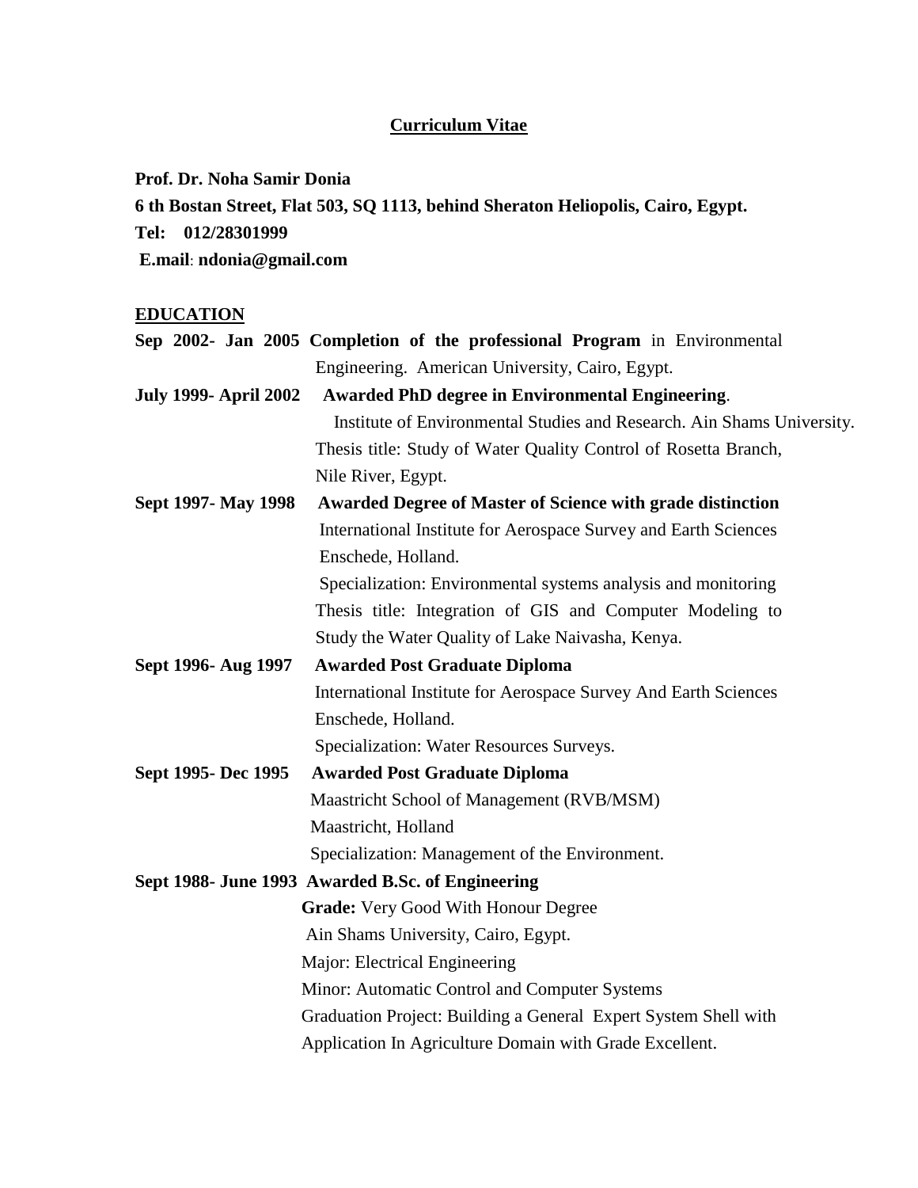# Curriculum Vitae

**Prof. Dr. Noha Samir Donia**
**6 th Bostan Street, Flat 503, SQ 1113, behind Sheraton Heliopolis, Cairo, Egypt.**
**Tel: 012/28301999**
**E.mail**: **ndonia@gmail.com**

## EDUCATION

**Sep 2002- Jan 2005** **Completion of the professional Program** in Environmental Engineering. American University, Cairo, Egypt.

**July 1999- April 2002** **Awarded PhD degree in Environmental Engineering**.
Institute of Environmental Studies and Research. Ain Shams University.
Thesis title: Study of Water Quality Control of Rosetta Branch, Nile River, Egypt.

**Sept 1997- May 1998** **Awarded Degree of Master of Science with grade distinction**
International Institute for Aerospace Survey and Earth Sciences
Enschede, Holland.
Specialization: Environmental systems analysis and monitoring
Thesis title: Integration of GIS and Computer Modeling to Study the Water Quality of Lake Naivasha, Kenya.

**Sept 1996- Aug 1997** **Awarded Post Graduate Diploma**
International Institute for Aerospace Survey And Earth Sciences
Enschede, Holland.
Specialization: Water Resources Surveys.

**Sept 1995- Dec 1995** **Awarded Post Graduate Diploma**
Maastricht School of Management (RVB/MSM)
Maastricht, Holland
Specialization: Management of the Environment.

**Sept 1988- June 1993** **Awarded B.Sc. of Engineering**
**Grade:** Very Good With Honour Degree
Ain Shams University, Cairo, Egypt.
Major: Electrical Engineering
Minor: Automatic Control and Computer Systems
Graduation Project: Building a General Expert System Shell with Application In Agriculture Domain with Grade Excellent.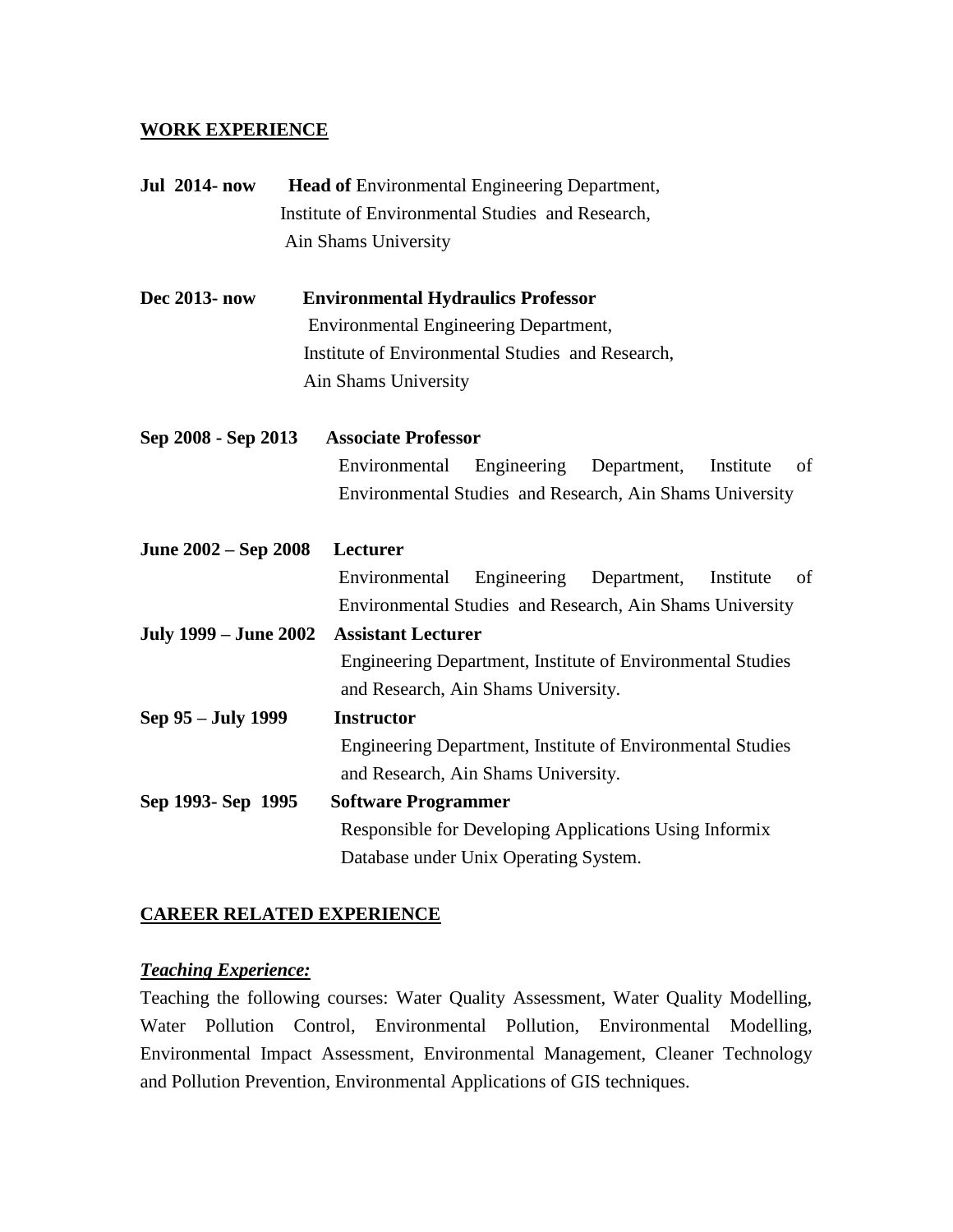## WORK EXPERIENCE

**Jul 2014- now** **Head of** Environmental Engineering Department, Institute of Environmental Studies and Research, Ain Shams University

**Dec 2013- now** **Environmental Hydraulics Professor**
Environmental Engineering Department, Institute of Environmental Studies and Research, Ain Shams University

**Sep 2008 - Sep 2013** **Associate Professor**
Environmental Engineering Department, Institute of Environmental Studies and Research, Ain Shams University

**June 2002 – Sep 2008** **Lecturer**
Environmental Engineering Department, Institute of Environmental Studies and Research, Ain Shams University

**July 1999 – June 2002** **Assistant Lecturer**
Engineering Department, Institute of Environmental Studies and Research, Ain Shams University.

**Sep 95 – July 1999** **Instructor**
Engineering Department, Institute of Environmental Studies and Research, Ain Shams University.

**Sep 1993- Sep 1995** **Software Programmer**
Responsible for Developing Applications Using Informix Database under Unix Operating System.

## CAREER RELATED EXPERIENCE

***Teaching Experience:***

Teaching the following courses: Water Quality Assessment, Water Quality Modelling, Water Pollution Control, Environmental Pollution, Environmental Modelling, Environmental Impact Assessment, Environmental Management, Cleaner Technology and Pollution Prevention, Environmental Applications of GIS techniques.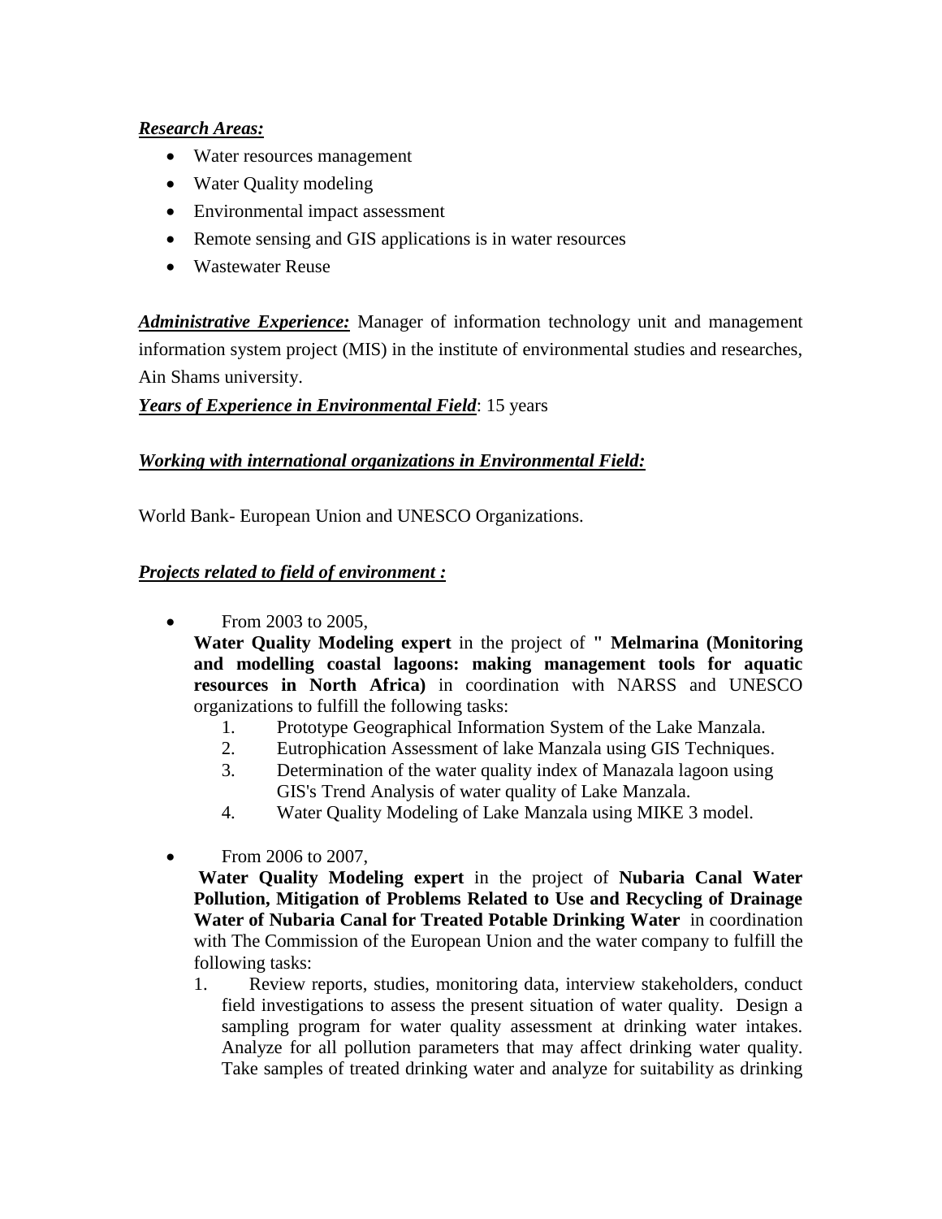***Research Areas:***

- Water resources management
- Water Quality modeling
- Environmental impact assessment
- Remote sensing and GIS applications is in water resources
- Wastewater Reuse

***Administrative Experience:*** Manager of information technology unit and management information system project (MIS) in the institute of environmental studies and researches, Ain Shams university.

***Years of Experience in Environmental Field***: 15 years

***Working with international organizations in Environmental Field:***

World Bank- European Union and UNESCO Organizations.

***Projects related to field of environment :***

- From 2003 to 2005,
  **Water Quality Modeling expert** in the project of **" Melmarina (Monitoring and modelling coastal lagoons: making management tools for aquatic resources in North Africa)** in coordination with NARSS and UNESCO organizations to fulfill the following tasks:
  1. Prototype Geographical Information System of the Lake Manzala.
  2. Eutrophication Assessment of lake Manzala using GIS Techniques.
  3. Determination of the water quality index of Manazala lagoon using GIS's Trend Analysis of water quality of Lake Manzala.
  4. Water Quality Modeling of Lake Manzala using MIKE 3 model.

- From 2006 to 2007,
  **Water Quality Modeling expert** in the project of **Nubaria Canal Water Pollution, Mitigation of Problems Related to Use and Recycling of Drainage Water of Nubaria Canal for Treated Potable Drinking Water** in coordination with The Commission of the European Union and the water company to fulfill the following tasks:
  1. Review reports, studies, monitoring data, interview stakeholders, conduct field investigations to assess the present situation of water quality. Design a sampling program for water quality assessment at drinking water intakes. Analyze for all pollution parameters that may affect drinking water quality. Take samples of treated drinking water and analyze for suitability as drinking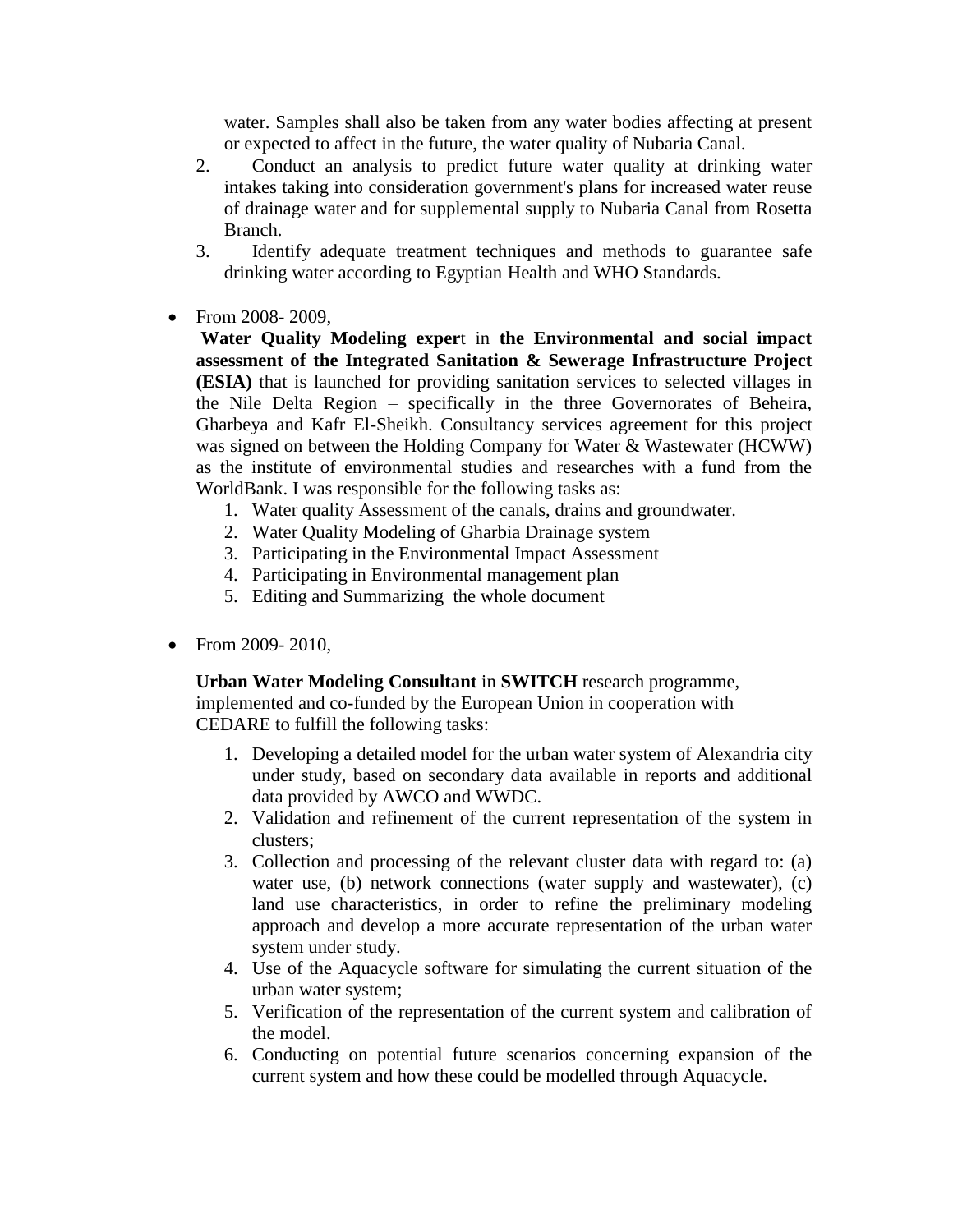water. Samples shall also be taken from any water bodies affecting at present or expected to affect in the future, the water quality of Nubaria Canal.

2. Conduct an analysis to predict future water quality at drinking water intakes taking into consideration government's plans for increased water reuse of drainage water and for supplemental supply to Nubaria Canal from Rosetta Branch.
3. Identify adequate treatment techniques and methods to guarantee safe drinking water according to Egyptian Health and WHO Standards.

- From 2008- 2009,

  **Water Quality Modeling exper**t in **the Environmental and social impact assessment of the Integrated Sanitation & Sewerage Infrastructure Project (ESIA)** that is launched for providing sanitation services to selected villages in the Nile Delta Region – specifically in the three Governorates of Beheira, Gharbeya and Kafr El-Sheikh. Consultancy services agreement for this project was signed on between the Holding Company for Water & Wastewater (HCWW) as the institute of environmental studies and researches with a fund from the WorldBank. I was responsible for the following tasks as:

  1. Water quality Assessment of the canals, drains and groundwater.
  2. Water Quality Modeling of Gharbia Drainage system
  3. Participating in the Environmental Impact Assessment
  4. Participating in Environmental management plan
  5. Editing and Summarizing the whole document

- From 2009- 2010,

  **Urban Water Modeling Consultant** in **SWITCH** research programme, implemented and co-funded by the European Union in cooperation with CEDARE to fulfill the following tasks:

  1. Developing a detailed model for the urban water system of Alexandria city under study, based on secondary data available in reports and additional data provided by AWCO and WWDC.
  2. Validation and refinement of the current representation of the system in clusters;
  3. Collection and processing of the relevant cluster data with regard to: (a) water use, (b) network connections (water supply and wastewater), (c) land use characteristics, in order to refine the preliminary modeling approach and develop a more accurate representation of the urban water system under study.
  4. Use of the Aquacycle software for simulating the current situation of the urban water system;
  5. Verification of the representation of the current system and calibration of the model.
  6. Conducting on potential future scenarios concerning expansion of the current system and how these could be modelled through Aquacycle.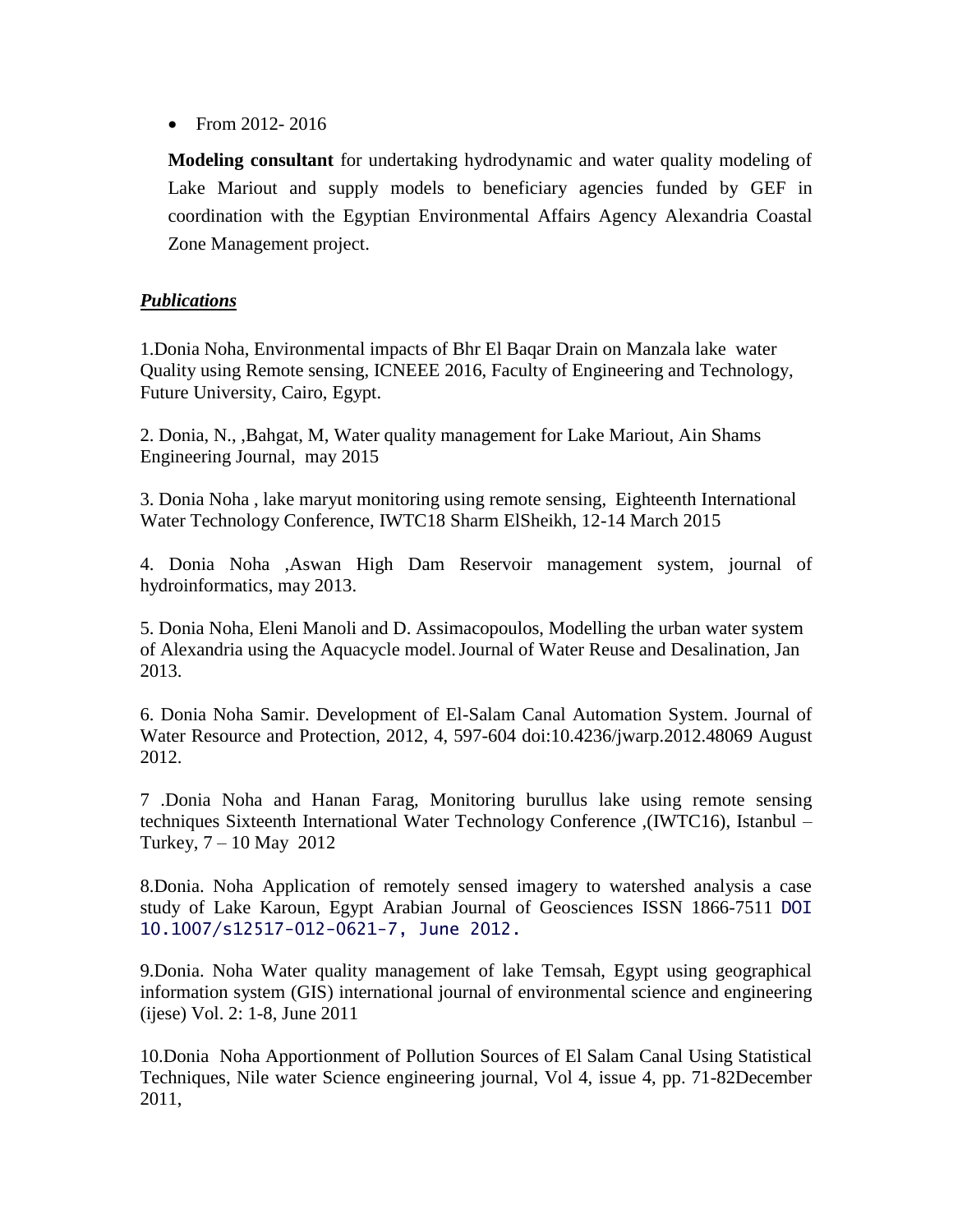- From 2012- 2016

  **Modeling consultant** for undertaking hydrodynamic and water quality modeling of Lake Mariout and supply models to beneficiary agencies funded by GEF in coordination with the Egyptian Environmental Affairs Agency Alexandria Coastal Zone Management project.

***Publications***

1.Donia Noha, Environmental impacts of Bhr El Baqar Drain on Manzala lake water Quality using Remote sensing, ICNEEE 2016, Faculty of Engineering and Technology, Future University, Cairo, Egypt.

2. Donia, N., ,Bahgat, M, Water quality management for Lake Mariout, Ain Shams Engineering Journal, may 2015

3. Donia Noha , lake maryut monitoring using remote sensing, Eighteenth International Water Technology Conference, IWTC18 Sharm ElSheikh, 12-14 March 2015

4. Donia Noha ,Aswan High Dam Reservoir management system, journal of hydroinformatics, may 2013.

5. Donia Noha, Eleni Manoli and D. Assimacopoulos, Modelling the urban water system of Alexandria using the Aquacycle model. Journal of Water Reuse and Desalination, Jan 2013.

6. Donia Noha Samir. Development of El-Salam Canal Automation System. Journal of Water Resource and Protection, 2012, 4, 597-604 doi:10.4236/jwarp.2012.48069 August 2012.

7 .Donia Noha and Hanan Farag, Monitoring burullus lake using remote sensing techniques Sixteenth International Water Technology Conference ,(IWTC16), Istanbul – Turkey, 7 – 10 May 2012

8.Donia. Noha Application of remotely sensed imagery to watershed analysis a case study of Lake Karoun, Egypt Arabian Journal of Geosciences ISSN 1866-7511 DOI 10.1007/s12517-012-0621-7, June 2012.

9.Donia. Noha Water quality management of lake Temsah, Egypt using geographical information system (GIS) international journal of environmental science and engineering (ijese) Vol. 2: 1-8, June 2011

10.Donia Noha Apportionment of Pollution Sources of El Salam Canal Using Statistical Techniques, Nile water Science engineering journal, Vol 4, issue 4, pp. 71-82December 2011,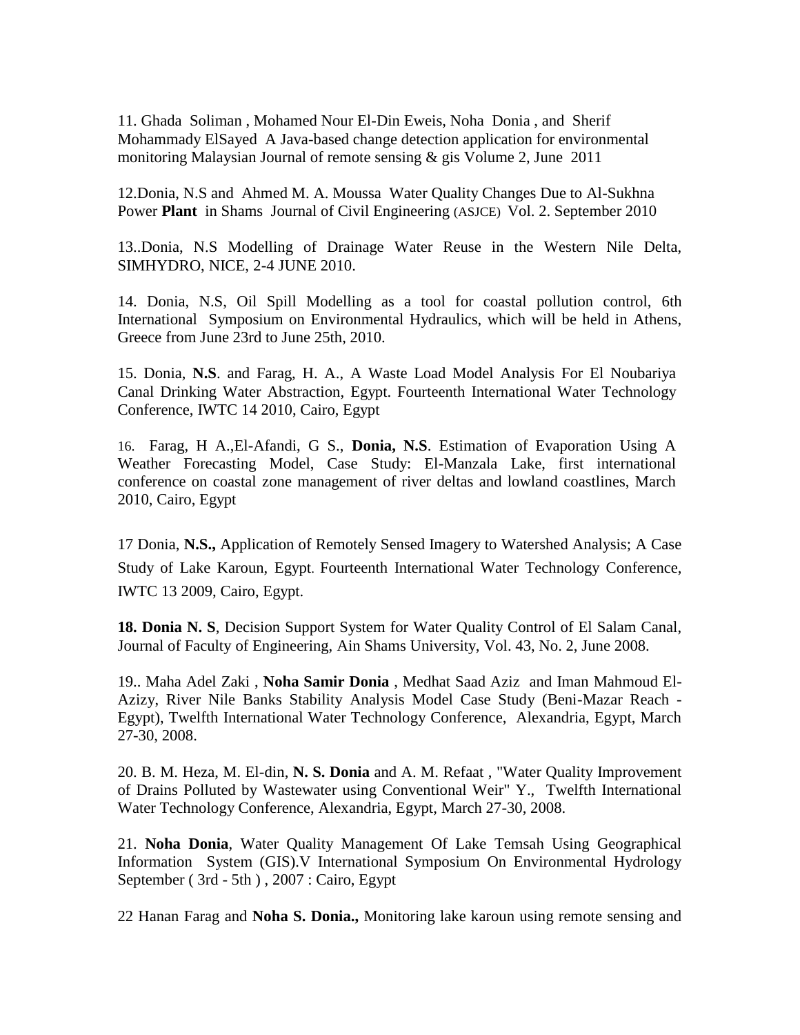11. Ghada Soliman , Mohamed Nour El-Din Eweis, Noha Donia , and Sherif Mohammady ElSayed A Java-based change detection application for environmental monitoring Malaysian Journal of remote sensing & gis Volume 2, June 2011

12.Donia, N.S and Ahmed M. A. Moussa Water Quality Changes Due to Al-Sukhna Power **Plant** in Shams Journal of Civil Engineering (ASJCE) Vol. 2. September 2010

13..Donia, N.S Modelling of Drainage Water Reuse in the Western Nile Delta, SIMHYDRO, NICE, 2-4 JUNE 2010.

14. Donia, N.S, Oil Spill Modelling as a tool for coastal pollution control, 6th International Symposium on Environmental Hydraulics, which will be held in Athens, Greece from June 23rd to June 25th, 2010.

15. Donia, **N.S**. and Farag, H. A., A Waste Load Model Analysis For El Noubariya Canal Drinking Water Abstraction, Egypt. Fourteenth International Water Technology Conference, IWTC 14 2010, Cairo, Egypt

16. Farag, H A.,El-Afandi, G S., **Donia, N.S**. Estimation of Evaporation Using A Weather Forecasting Model, Case Study: El-Manzala Lake, first international conference on coastal zone management of river deltas and lowland coastlines, March 2010, Cairo, Egypt

17 Donia, **N.S.,** Application of Remotely Sensed Imagery to Watershed Analysis; A Case Study of Lake Karoun, Egypt. Fourteenth International Water Technology Conference, IWTC 13 2009, Cairo, Egypt.

**18. Donia N. S**, Decision Support System for Water Quality Control of El Salam Canal, Journal of Faculty of Engineering, Ain Shams University, Vol. 43, No. 2, June 2008.

19.. Maha Adel Zaki , **Noha Samir Donia** , Medhat Saad Aziz and Iman Mahmoud El-Azizy, River Nile Banks Stability Analysis Model Case Study (Beni-Mazar Reach - Egypt), Twelfth International Water Technology Conference, Alexandria, Egypt, March 27-30, 2008.

20. B. M. Heza, M. El-din, **N. S. Donia** and A. M. Refaat , "Water Quality Improvement of Drains Polluted by Wastewater using Conventional Weir" Y., Twelfth International Water Technology Conference, Alexandria, Egypt, March 27-30, 2008.

21. **Noha Donia**, Water Quality Management Of Lake Temsah Using Geographical Information System (GIS).V International Symposium On Environmental Hydrology September ( 3rd - 5th ) , 2007 : Cairo, Egypt

22 Hanan Farag and **Noha S. Donia.,** Monitoring lake karoun using remote sensing and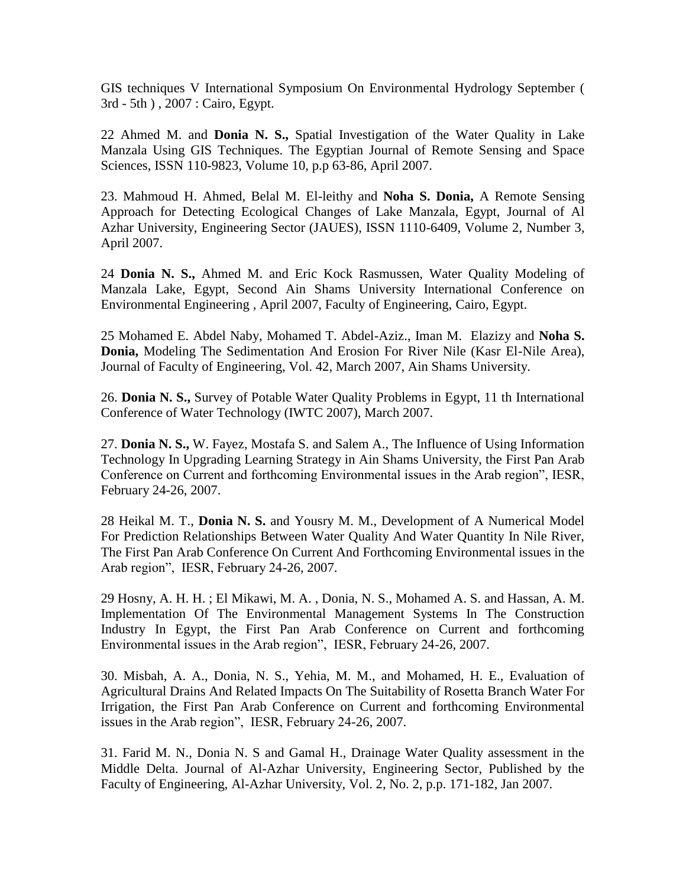GIS techniques V International Symposium On Environmental Hydrology September ( 3rd - 5th ) , 2007 : Cairo, Egypt.

22 Ahmed M. and **Donia N. S.,** Spatial Investigation of the Water Quality in Lake Manzala Using GIS Techniques. The Egyptian Journal of Remote Sensing and Space Sciences, ISSN 110-9823, Volume 10, p.p 63-86, April 2007.

23. Mahmoud H. Ahmed, Belal M. El-leithy and **Noha S. Donia,** A Remote Sensing Approach for Detecting Ecological Changes of Lake Manzala, Egypt, Journal of Al Azhar University, Engineering Sector (JAUES), ISSN 1110-6409, Volume 2, Number 3, April 2007.

24 **Donia N. S.,** Ahmed M. and Eric Kock Rasmussen, Water Quality Modeling of Manzala Lake, Egypt, Second Ain Shams University International Conference on Environmental Engineering , April 2007, Faculty of Engineering, Cairo, Egypt.

25 Mohamed E. Abdel Naby, Mohamed T. Abdel-Aziz., Iman M. Elazizy and **Noha S. Donia,** Modeling The Sedimentation And Erosion For River Nile (Kasr El-Nile Area), Journal of Faculty of Engineering, Vol. 42, March 2007, Ain Shams University.

26. **Donia N. S.,** Survey of Potable Water Quality Problems in Egypt, 11 th International Conference of Water Technology (IWTC 2007), March 2007.

27. **Donia N. S.,** W. Fayez, Mostafa S. and Salem A., The Influence of Using Information Technology In Upgrading Learning Strategy in Ain Shams University, the First Pan Arab Conference on Current and forthcoming Environmental issues in the Arab region", IESR, February 24-26, 2007.

28 Heikal M. T., **Donia N. S.** and Yousry M. M., Development of A Numerical Model For Prediction Relationships Between Water Quality And Water Quantity In Nile River, The First Pan Arab Conference On Current And Forthcoming Environmental issues in the Arab region", IESR, February 24-26, 2007.

29 Hosny, A. H. H. ; El Mikawi, M. A. , Donia, N. S., Mohamed A. S. and Hassan, A. M. Implementation Of The Environmental Management Systems In The Construction Industry In Egypt, the First Pan Arab Conference on Current and forthcoming Environmental issues in the Arab region", IESR, February 24-26, 2007.

30. Misbah, A. A., Donia, N. S., Yehia, M. M., and Mohamed, H. E., Evaluation of Agricultural Drains And Related Impacts On The Suitability of Rosetta Branch Water For Irrigation, the First Pan Arab Conference on Current and forthcoming Environmental issues in the Arab region", IESR, February 24-26, 2007.

31. Farid M. N., Donia N. S and Gamal H., Drainage Water Quality assessment in the Middle Delta. Journal of Al-Azhar University, Engineering Sector, Published by the Faculty of Engineering, Al-Azhar University, Vol. 2, No. 2, p.p. 171-182, Jan 2007.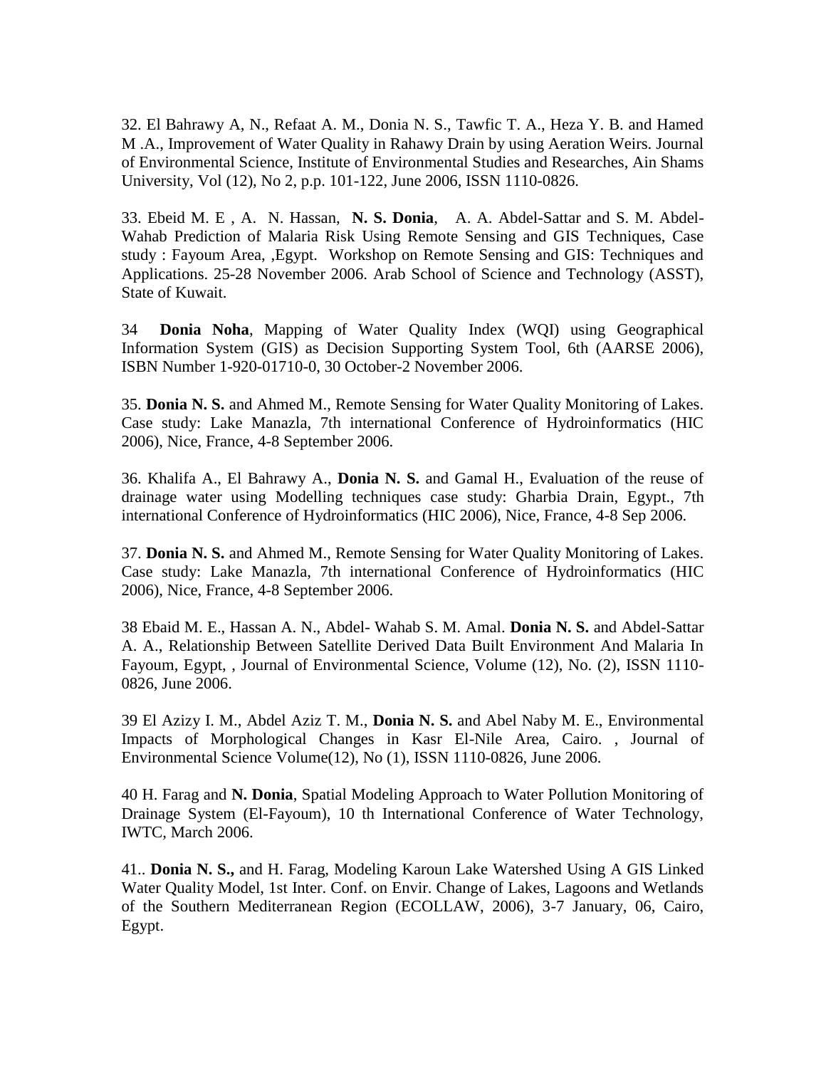32. El Bahrawy A, N., Refaat A. M., Donia N. S., Tawfic T. A., Heza Y. B. and Hamed M .A., Improvement of Water Quality in Rahawy Drain by using Aeration Weirs. Journal of Environmental Science, Institute of Environmental Studies and Researches, Ain Shams University, Vol (12), No 2, p.p. 101-122, June 2006, ISSN 1110-0826.

33. Ebeid M. E , A. N. Hassan, **N. S. Donia**, A. A. Abdel-Sattar and S. M. Abdel-Wahab Prediction of Malaria Risk Using Remote Sensing and GIS Techniques, Case study : Fayoum Area, ,Egypt. Workshop on Remote Sensing and GIS: Techniques and Applications. 25-28 November 2006. Arab School of Science and Technology (ASST), State of Kuwait.

34 **Donia Noha**, Mapping of Water Quality Index (WQI) using Geographical Information System (GIS) as Decision Supporting System Tool, 6th (AARSE 2006), ISBN Number 1-920-01710-0, 30 October-2 November 2006.

35. **Donia N. S.** and Ahmed M., Remote Sensing for Water Quality Monitoring of Lakes. Case study: Lake Manazla, 7th international Conference of Hydroinformatics (HIC 2006), Nice, France, 4-8 September 2006.

36. Khalifa A., El Bahrawy A., **Donia N. S.** and Gamal H., Evaluation of the reuse of drainage water using Modelling techniques case study: Gharbia Drain, Egypt., 7th international Conference of Hydroinformatics (HIC 2006), Nice, France, 4-8 Sep 2006.

37. **Donia N. S.** and Ahmed M., Remote Sensing for Water Quality Monitoring of Lakes. Case study: Lake Manazla, 7th international Conference of Hydroinformatics (HIC 2006), Nice, France, 4-8 September 2006.

38 Ebaid M. E., Hassan A. N., Abdel- Wahab S. M. Amal. **Donia N. S.** and Abdel-Sattar A. A., Relationship Between Satellite Derived Data Built Environment And Malaria In Fayoum, Egypt, , Journal of Environmental Science, Volume (12), No. (2), ISSN 1110-0826, June 2006.

39 El Azizy I. M., Abdel Aziz T. M., **Donia N. S.** and Abel Naby M. E., Environmental Impacts of Morphological Changes in Kasr El-Nile Area, Cairo. , Journal of Environmental Science Volume(12), No (1), ISSN 1110-0826, June 2006.

40 H. Farag and **N. Donia**, Spatial Modeling Approach to Water Pollution Monitoring of Drainage System (El-Fayoum), 10 th International Conference of Water Technology, IWTC, March 2006.

41.. **Donia N. S.,** and H. Farag, Modeling Karoun Lake Watershed Using A GIS Linked Water Quality Model, 1st Inter. Conf. on Envir. Change of Lakes, Lagoons and Wetlands of the Southern Mediterranean Region (ECOLLAW, 2006), 3-7 January, 06, Cairo, Egypt.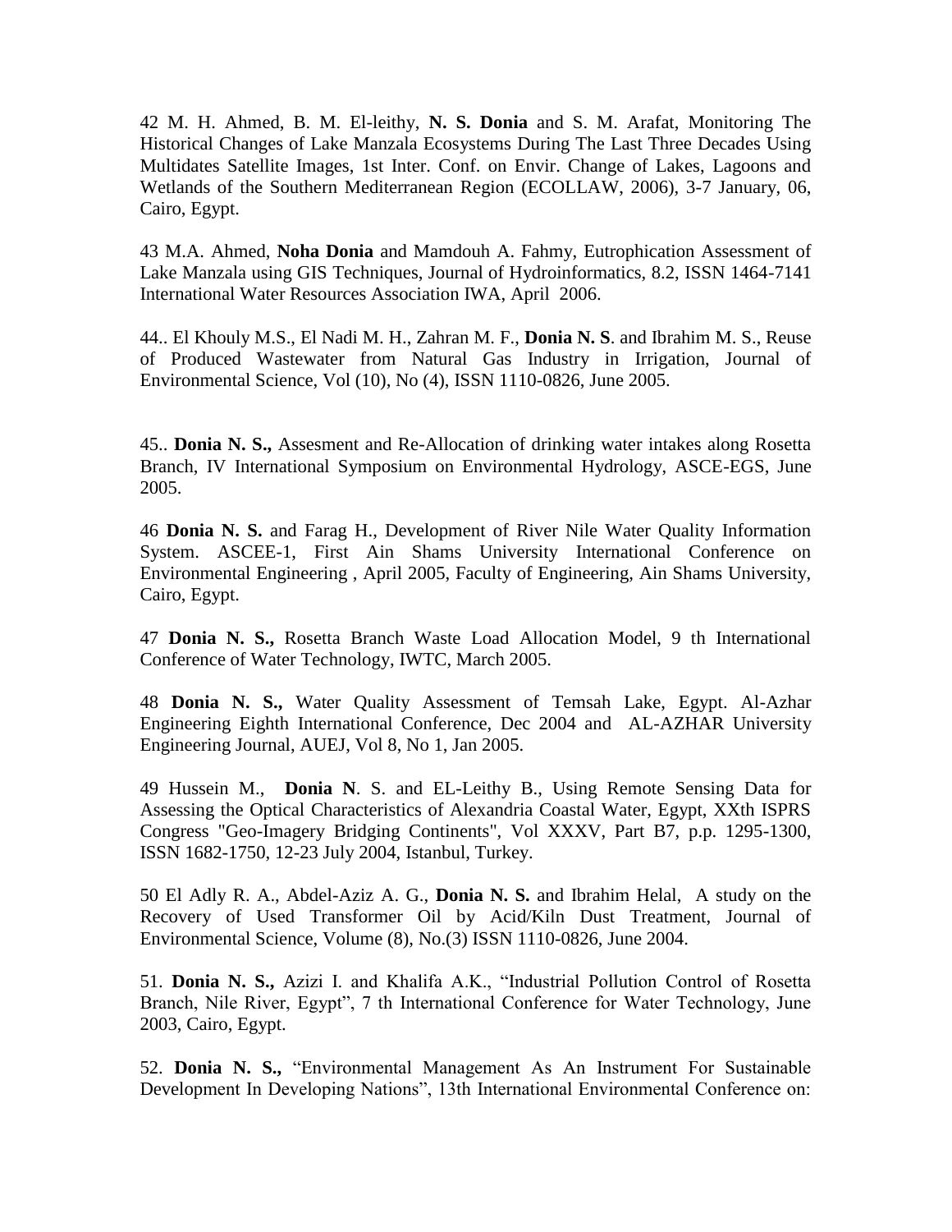42 M. H. Ahmed, B. M. El-leithy, **N. S. Donia** and S. M. Arafat, Monitoring The Historical Changes of Lake Manzala Ecosystems During The Last Three Decades Using Multidates Satellite Images, 1st Inter. Conf. on Envir. Change of Lakes, Lagoons and Wetlands of the Southern Mediterranean Region (ECOLLAW, 2006), 3-7 January, 06, Cairo, Egypt.

43 M.A. Ahmed, **Noha Donia** and Mamdouh A. Fahmy, Eutrophication Assessment of Lake Manzala using GIS Techniques, Journal of Hydroinformatics, 8.2, ISSN 1464-7141 International Water Resources Association IWA, April 2006.

44.. El Khouly M.S., El Nadi M. H., Zahran M. F., **Donia N. S**. and Ibrahim M. S., Reuse of Produced Wastewater from Natural Gas Industry in Irrigation, Journal of Environmental Science, Vol (10), No (4), ISSN 1110-0826, June 2005.

45.. **Donia N. S.,** Assesment and Re-Allocation of drinking water intakes along Rosetta Branch, IV International Symposium on Environmental Hydrology, ASCE-EGS, June 2005.

46 **Donia N. S.** and Farag H., Development of River Nile Water Quality Information System. ASCEE-1, First Ain Shams University International Conference on Environmental Engineering , April 2005, Faculty of Engineering, Ain Shams University, Cairo, Egypt.

47 **Donia N. S.,** Rosetta Branch Waste Load Allocation Model, 9 th International Conference of Water Technology, IWTC, March 2005.

48 **Donia N. S.,** Water Quality Assessment of Temsah Lake, Egypt. Al-Azhar Engineering Eighth International Conference, Dec 2004 and AL-AZHAR University Engineering Journal, AUEJ, Vol 8, No 1, Jan 2005.

49 Hussein M., **Donia N**. S. and EL-Leithy B., Using Remote Sensing Data for Assessing the Optical Characteristics of Alexandria Coastal Water, Egypt, XXth ISPRS Congress "Geo-Imagery Bridging Continents", Vol XXXV, Part B7, p.p. 1295-1300, ISSN 1682-1750, 12-23 July 2004, Istanbul, Turkey.

50 El Adly R. A., Abdel-Aziz A. G., **Donia N. S.** and Ibrahim Helal, A study on the Recovery of Used Transformer Oil by Acid/Kiln Dust Treatment, Journal of Environmental Science, Volume (8), No.(3) ISSN 1110-0826, June 2004.

51. **Donia N. S.,** Azizi I. and Khalifa A.K., "Industrial Pollution Control of Rosetta Branch, Nile River, Egypt", 7 th International Conference for Water Technology, June 2003, Cairo, Egypt.

52. **Donia N. S.,** "Environmental Management As An Instrument For Sustainable Development In Developing Nations", 13th International Environmental Conference on: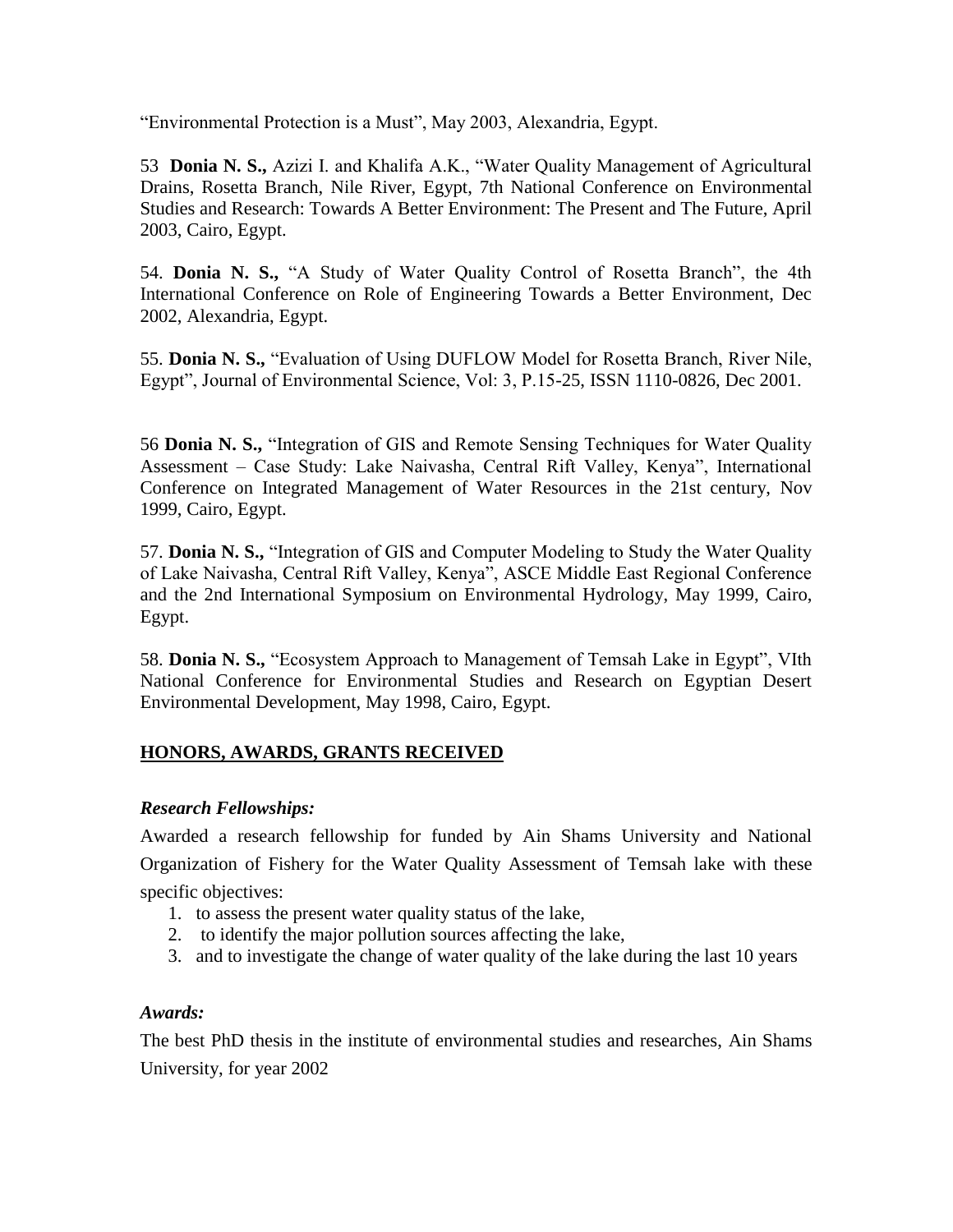"Environmental Protection is a Must", May 2003, Alexandria, Egypt.

53 **Donia N. S.,** Azizi I. and Khalifa A.K., "Water Quality Management of Agricultural Drains, Rosetta Branch, Nile River, Egypt, 7th National Conference on Environmental Studies and Research: Towards A Better Environment: The Present and The Future, April 2003, Cairo, Egypt.

54. **Donia N. S.,** "A Study of Water Quality Control of Rosetta Branch", the 4th International Conference on Role of Engineering Towards a Better Environment, Dec 2002, Alexandria, Egypt.

55. **Donia N. S.,** "Evaluation of Using DUFLOW Model for Rosetta Branch, River Nile, Egypt", Journal of Environmental Science, Vol: 3, P.15-25, ISSN 1110-0826, Dec 2001.

56 **Donia N. S.,** "Integration of GIS and Remote Sensing Techniques for Water Quality Assessment – Case Study: Lake Naivasha, Central Rift Valley, Kenya", International Conference on Integrated Management of Water Resources in the 21st century, Nov 1999, Cairo, Egypt.

57. **Donia N. S.,** "Integration of GIS and Computer Modeling to Study the Water Quality of Lake Naivasha, Central Rift Valley, Kenya", ASCE Middle East Regional Conference and the 2nd International Symposium on Environmental Hydrology, May 1999, Cairo, Egypt.

58. **Donia N. S.,** "Ecosystem Approach to Management of Temsah Lake in Egypt", VIth National Conference for Environmental Studies and Research on Egyptian Desert Environmental Development, May 1998, Cairo, Egypt.

## HONORS, AWARDS, GRANTS RECEIVED

***Research Fellowships:***

Awarded a research fellowship for funded by Ain Shams University and National Organization of Fishery for the Water Quality Assessment of Temsah lake with these specific objectives:

1. to assess the present water quality status of the lake,
2. to identify the major pollution sources affecting the lake,
3. and to investigate the change of water quality of the lake during the last 10 years

***Awards:***

The best PhD thesis in the institute of environmental studies and researches, Ain Shams University, for year 2002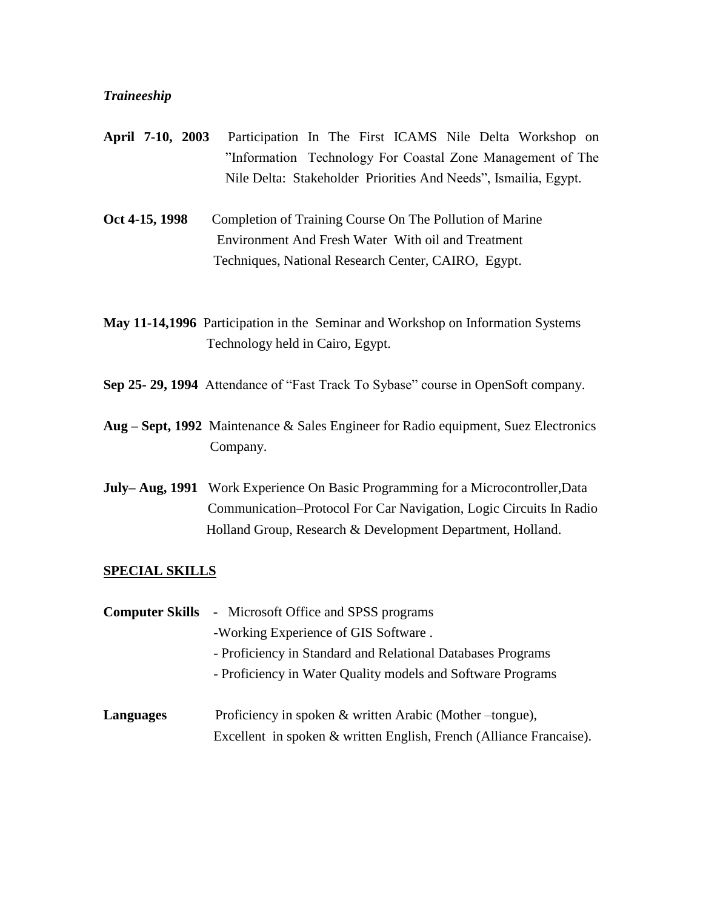*Traineeship*

**April 7-10, 2003** Participation In The First ICAMS Nile Delta Workshop on ”Information Technology For Coastal Zone Management of The Nile Delta: Stakeholder Priorities And Needs”, Ismailia, Egypt.

**Oct 4-15, 1998** Completion of Training Course On The Pollution of Marine Environment And Fresh Water With oil and Treatment Techniques, National Research Center, CAIRO, Egypt.

**May 11-14,1996** Participation in the Seminar and Workshop on Information Systems Technology held in Cairo, Egypt.

**Sep 25- 29, 1994** Attendance of “Fast Track To Sybase” course in OpenSoft company.

**Aug – Sept, 1992** Maintenance & Sales Engineer for Radio equipment, Suez Electronics Company.

**July– Aug, 1991** Work Experience On Basic Programming for a Microcontroller,Data Communication–Protocol For Car Navigation, Logic Circuits In Radio Holland Group, Research & Development Department, Holland.

## SPECIAL SKILLS

**Computer Skills** - Microsoft Office and SPSS programs
-Working Experience of GIS Software .
- Proficiency in Standard and Relational Databases Programs
- Proficiency in Water Quality models and Software Programs

**Languages** Proficiency in spoken & written Arabic (Mother –tongue),
Excellent in spoken & written English, French (Alliance Francaise).